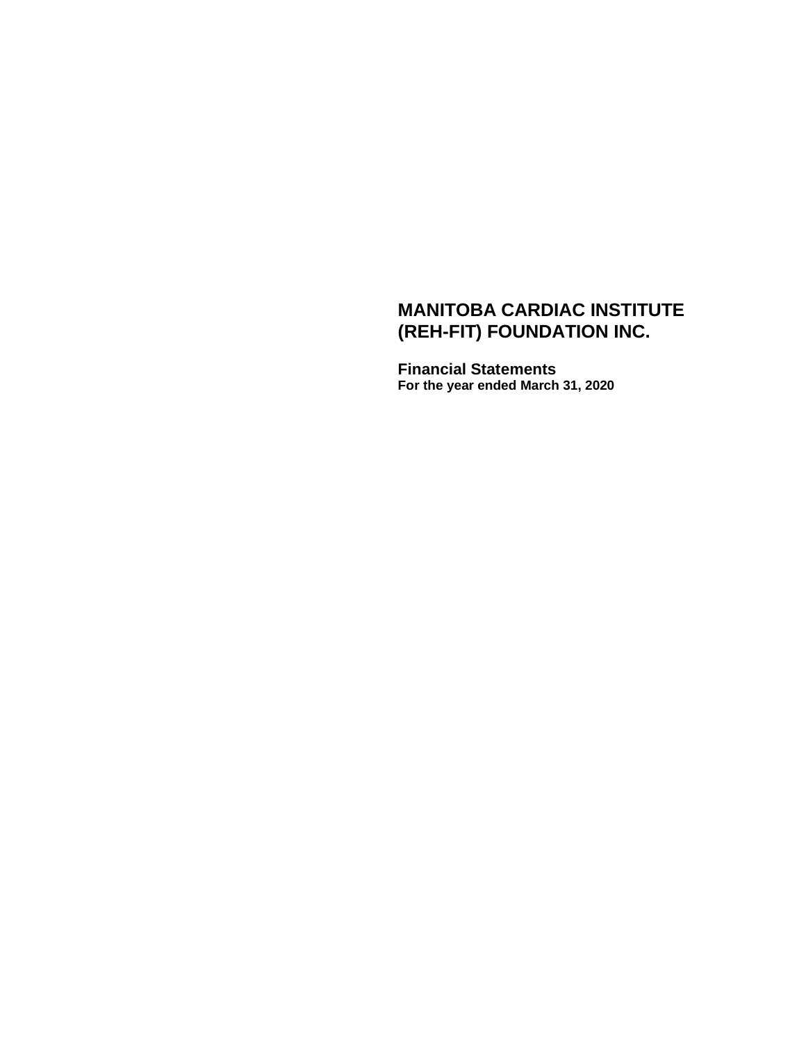# MANITOBA CARDIAC INSTITUTE (REH-FIT) FOUNDATION INC.

## Financial Statements

**For the year ended March 31, 2020**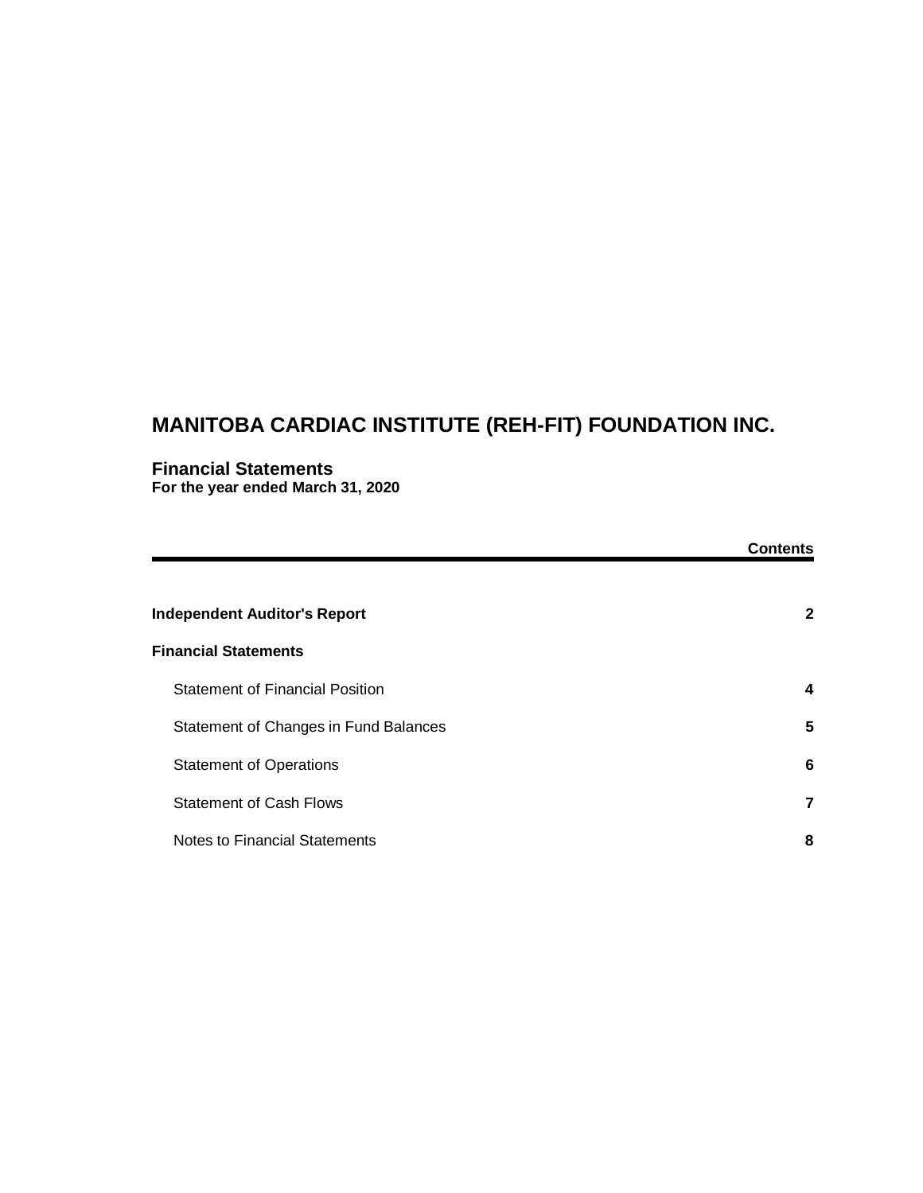# MANITOBA CARDIAC INSTITUTE (REH-FIT) FOUNDATION INC.

## Financial Statements
**For the year ended March 31, 2020**

| | **Contents** |
|---|---|
| **Independent Auditor's Report** | **2** |
| **Financial Statements** | |
| Statement of Financial Position | **4** |
| Statement of Changes in Fund Balances | **5** |
| Statement of Operations | **6** |
| Statement of Cash Flows | **7** |
| Notes to Financial Statements | **8** |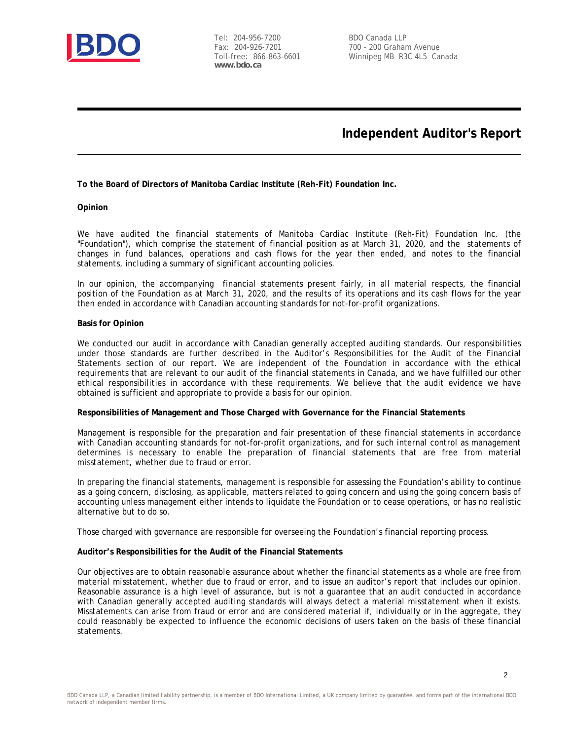# Independent Auditor's Report

**To the Board of Directors of Manitoba Cardiac Institute (Reh-Fit) Foundation Inc.**

**Opinion**

We have audited the financial statements of Manitoba Cardiac Institute (Reh-Fit) Foundation Inc. (the "Foundation"), which comprise the statement of financial position as at March 31, 2020, and the statements of changes in fund balances, operations and cash flows for the year then ended, and notes to the financial statements, including a summary of significant accounting policies.

In our opinion, the accompanying financial statements present fairly, in all material respects, the financial position of the Foundation as at March 31, 2020, and the results of its operations and its cash flows for the year then ended in accordance with Canadian accounting standards for not-for-profit organizations.

**Basis for Opinion**

We conducted our audit in accordance with Canadian generally accepted auditing standards. Our responsibilities under those standards are further described in the Auditor's Responsibilities for the Audit of the Financial Statements section of our report. We are independent of the Foundation in accordance with the ethical requirements that are relevant to our audit of the financial statements in Canada, and we have fulfilled our other ethical responsibilities in accordance with these requirements. We believe that the audit evidence we have obtained is sufficient and appropriate to provide a basis for our opinion.

**Responsibilities of Management and Those Charged with Governance for the Financial Statements**

Management is responsible for the preparation and fair presentation of these financial statements in accordance with Canadian accounting standards for not-for-profit organizations, and for such internal control as management determines is necessary to enable the preparation of financial statements that are free from material misstatement, whether due to fraud or error.

In preparing the financial statements, management is responsible for assessing the Foundation's ability to continue as a going concern, disclosing, as applicable, matters related to going concern and using the going concern basis of accounting unless management either intends to liquidate the Foundation or to cease operations, or has no realistic alternative but to do so.

Those charged with governance are responsible for overseeing the Foundation's financial reporting process.

**Auditor's Responsibilities for the Audit of the Financial Statements**

Our objectives are to obtain reasonable assurance about whether the financial statements as a whole are free from material misstatement, whether due to fraud or error, and to issue an auditor's report that includes our opinion. Reasonable assurance is a high level of assurance, but is not a guarantee that an audit conducted in accordance with Canadian generally accepted auditing standards will always detect a material misstatement when it exists. Misstatements can arise from fraud or error and are considered material if, individually or in the aggregate, they could reasonably be expected to influence the economic decisions of users taken on the basis of these financial statements.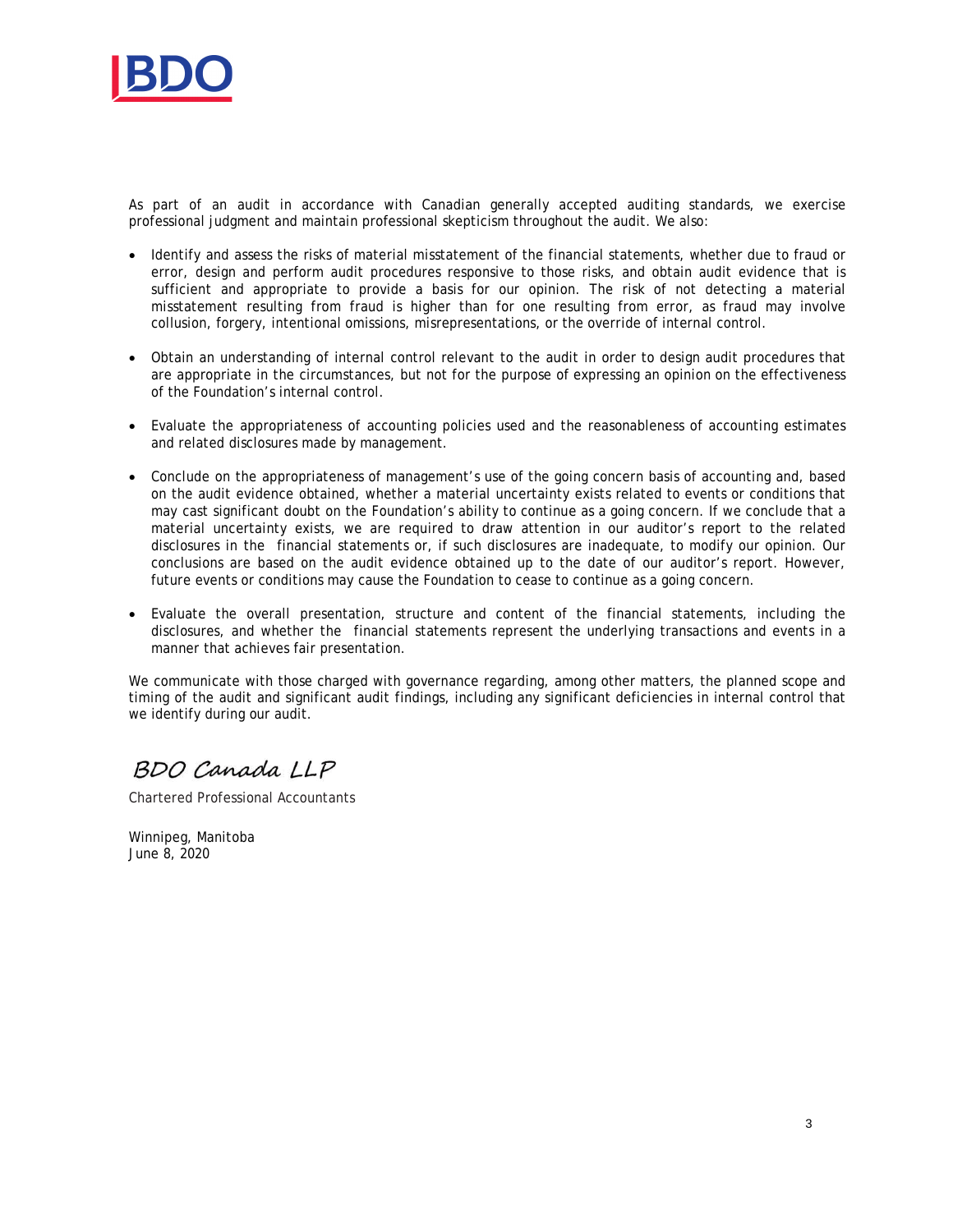As part of an audit in accordance with Canadian generally accepted auditing standards, we exercise professional judgment and maintain professional skepticism throughout the audit. We also:

- Identify and assess the risks of material misstatement of the financial statements, whether due to fraud or error, design and perform audit procedures responsive to those risks, and obtain audit evidence that is sufficient and appropriate to provide a basis for our opinion. The risk of not detecting a material misstatement resulting from fraud is higher than for one resulting from error, as fraud may involve collusion, forgery, intentional omissions, misrepresentations, or the override of internal control.

- Obtain an understanding of internal control relevant to the audit in order to design audit procedures that are appropriate in the circumstances, but not for the purpose of expressing an opinion on the effectiveness of the Foundation's internal control.

- Evaluate the appropriateness of accounting policies used and the reasonableness of accounting estimates and related disclosures made by management.

- Conclude on the appropriateness of management's use of the going concern basis of accounting and, based on the audit evidence obtained, whether a material uncertainty exists related to events or conditions that may cast significant doubt on the Foundation's ability to continue as a going concern. If we conclude that a material uncertainty exists, we are required to draw attention in our auditor's report to the related disclosures in the financial statements or, if such disclosures are inadequate, to modify our opinion. Our conclusions are based on the audit evidence obtained up to the date of our auditor's report. However, future events or conditions may cause the Foundation to cease to continue as a going concern.

- Evaluate the overall presentation, structure and content of the financial statements, including the disclosures, and whether the financial statements represent the underlying transactions and events in a manner that achieves fair presentation.

We communicate with those charged with governance regarding, among other matters, the planned scope and timing of the audit and significant audit findings, including any significant deficiencies in internal control that we identify during our audit.

*BDO Canada LLP*

Chartered Professional Accountants

Winnipeg, Manitoba
June 8, 2020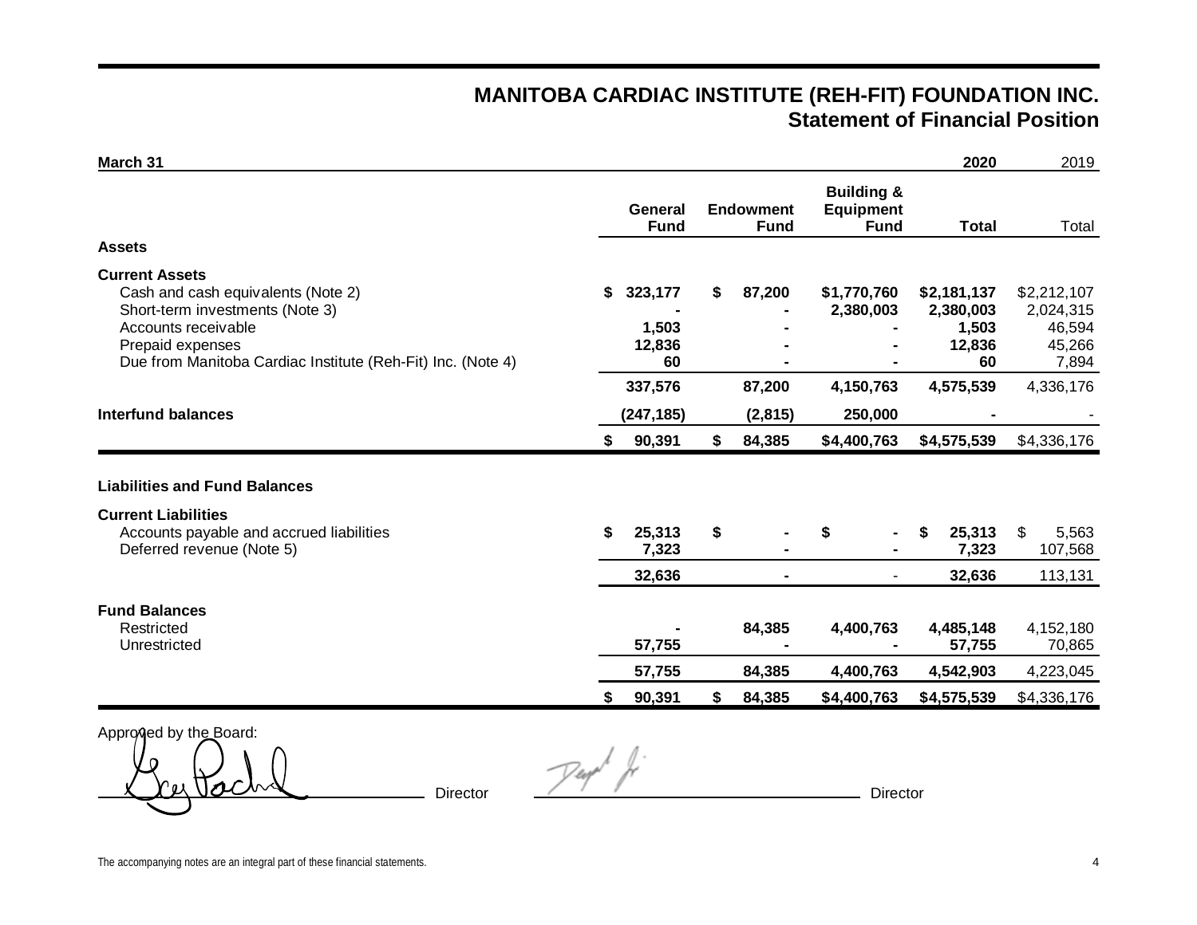# MANITOBA CARDIAC INSTITUTE (REH-FIT) FOUNDATION INC.

## Statement of Financial Position

| March 31 | | | | 2020 | 2019 |
|---|---|---|---|---|---|
| | General Fund | Endowment Fund | Building & Equipment Fund | Total | Total |
| **Assets** | | | | | |
| **Current Assets** | | | | | |
| Cash and cash equivalents (Note 2) | $ 323,177 | $ 87,200 | $1,770,760 | $2,181,137 | $2,212,107 |
| Short-term investments (Note 3) | - | - | 2,380,003 | 2,380,003 | 2,024,315 |
| Accounts receivable | 1,503 | - | - | 1,503 | 46,594 |
| Prepaid expenses | 12,836 | - | - | 12,836 | 45,266 |
| Due from Manitoba Cardiac Institute (Reh-Fit) Inc. (Note 4) | 60 | - | - | 60 | 7,894 |
| | 337,576 | 87,200 | 4,150,763 | 4,575,539 | 4,336,176 |
| **Interfund balances** | (247,185) | (2,815) | 250,000 | - | - |
| | $ 90,391 | $ 84,385 | $4,400,763 | $4,575,539 | $4,336,176 |
| **Liabilities and Fund Balances** | | | | | |
| **Current Liabilities** | | | | | |
| Accounts payable and accrued liabilities | $ 25,313 | $ - | $ - | $ 25,313 | $ 5,563 |
| Deferred revenue (Note 5) | 7,323 | - | - | 7,323 | 107,568 |
| | 32,636 | - | - | 32,636 | 113,131 |
| **Fund Balances** | | | | | |
| Restricted | - | 84,385 | 4,400,763 | 4,485,148 | 4,152,180 |
| Unrestricted | 57,755 | - | - | 57,755 | 70,865 |
| | 57,755 | 84,385 | 4,400,763 | 4,542,903 | 4,223,045 |
| | $ 90,391 | $ 84,385 | $4,400,763 | $4,575,539 | $4,336,176 |

Approved by the Board:

_______________________ Director _______________________ Director

The accompanying notes are an integral part of these financial statements.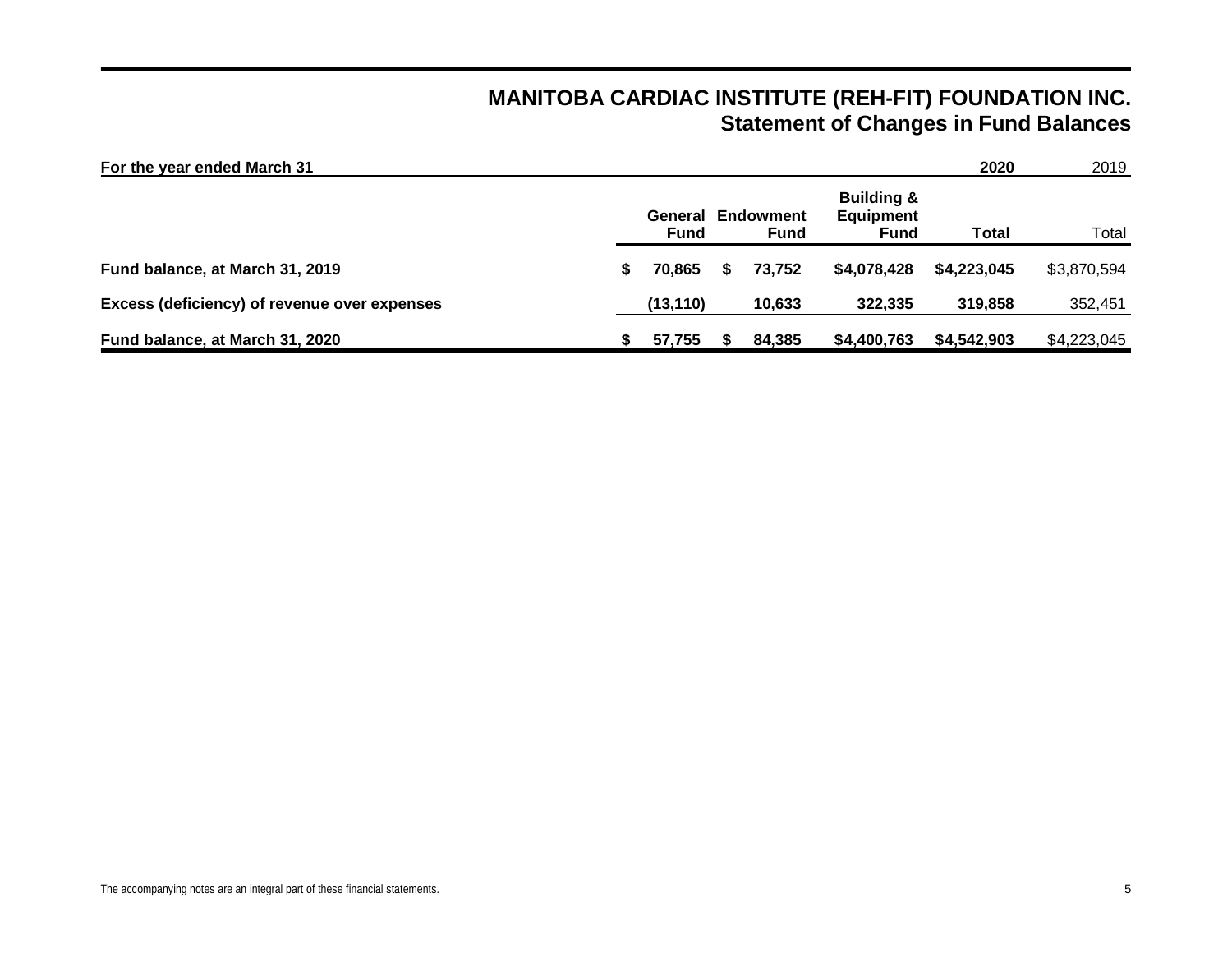# MANITOBA CARDIAC INSTITUTE (REH-FIT) FOUNDATION INC.
## Statement of Changes in Fund Balances

| For the year ended March 31 | | | | 2020 | 2019 |
|---|---|---|---|---|---|
| | General Fund | Endowment Fund | Building & Equipment Fund | Total | Total |
| **Fund balance, at March 31, 2019** | $ 70,865 | $ 73,752 | $4,078,428 | $4,223,045 | $3,870,594 |
| **Excess (deficiency) of revenue over expenses** | (13,110) | 10,633 | 322,335 | 319,858 | 352,451 |
| **Fund balance, at March 31, 2020** | $ 57,755 | $ 84,385 | $4,400,763 | $4,542,903 | $4,223,045 |

The accompanying notes are an integral part of these financial statements.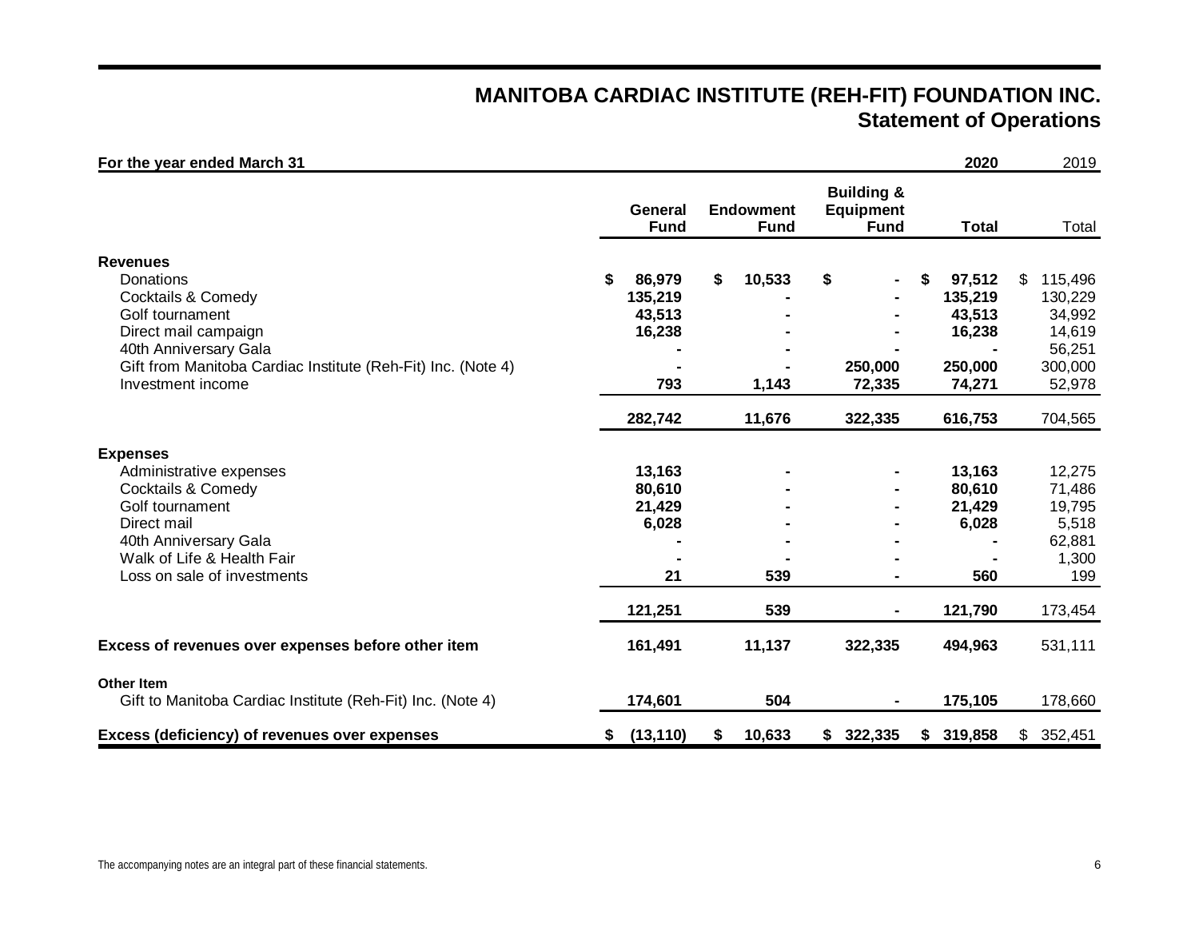# MANITOBA CARDIAC INSTITUTE (REH-FIT) FOUNDATION INC.
## Statement of Operations

**For the year ended March 31**

| | General Fund | Endowment Fund | Building & Equipment Fund | 2020 Total | 2019 Total |
|---|---|---|---|---|---|
| **Revenues** | | | | | |
| Donations | $ 86,979 | $ 10,533 | $ - | $ 97,512 | $ 115,496 |
| Cocktails & Comedy | 135,219 | - | - | 135,219 | 130,229 |
| Golf tournament | 43,513 | - | - | 43,513 | 34,992 |
| Direct mail campaign | 16,238 | - | - | 16,238 | 14,619 |
| 40th Anniversary Gala | - | - | - | - | 56,251 |
| Gift from Manitoba Cardiac Institute (Reh-Fit) Inc. (Note 4) | - | - | 250,000 | 250,000 | 300,000 |
| Investment income | 793 | 1,143 | 72,335 | 74,271 | 52,978 |
| | 282,742 | 11,676 | 322,335 | 616,753 | 704,565 |
| **Expenses** | | | | | |
| Administrative expenses | 13,163 | - | - | 13,163 | 12,275 |
| Cocktails & Comedy | 80,610 | - | - | 80,610 | 71,486 |
| Golf tournament | 21,429 | - | - | 21,429 | 19,795 |
| Direct mail | 6,028 | - | - | 6,028 | 5,518 |
| 40th Anniversary Gala | - | - | - | - | 62,881 |
| Walk of Life & Health Fair | - | - | - | - | 1,300 |
| Loss on sale of investments | 21 | 539 | - | 560 | 199 |
| | 121,251 | 539 | - | 121,790 | 173,454 |
| **Excess of revenues over expenses before other item** | 161,491 | 11,137 | 322,335 | 494,963 | 531,111 |
| **Other Item** | | | | | |
| Gift to Manitoba Cardiac Institute (Reh-Fit) Inc. (Note 4) | 174,601 | 504 | - | 175,105 | 178,660 |
| **Excess (deficiency) of revenues over expenses** | $ (13,110) | $ 10,633 | $ 322,335 | $ 319,858 | $ 352,451 |

The accompanying notes are an integral part of these financial statements.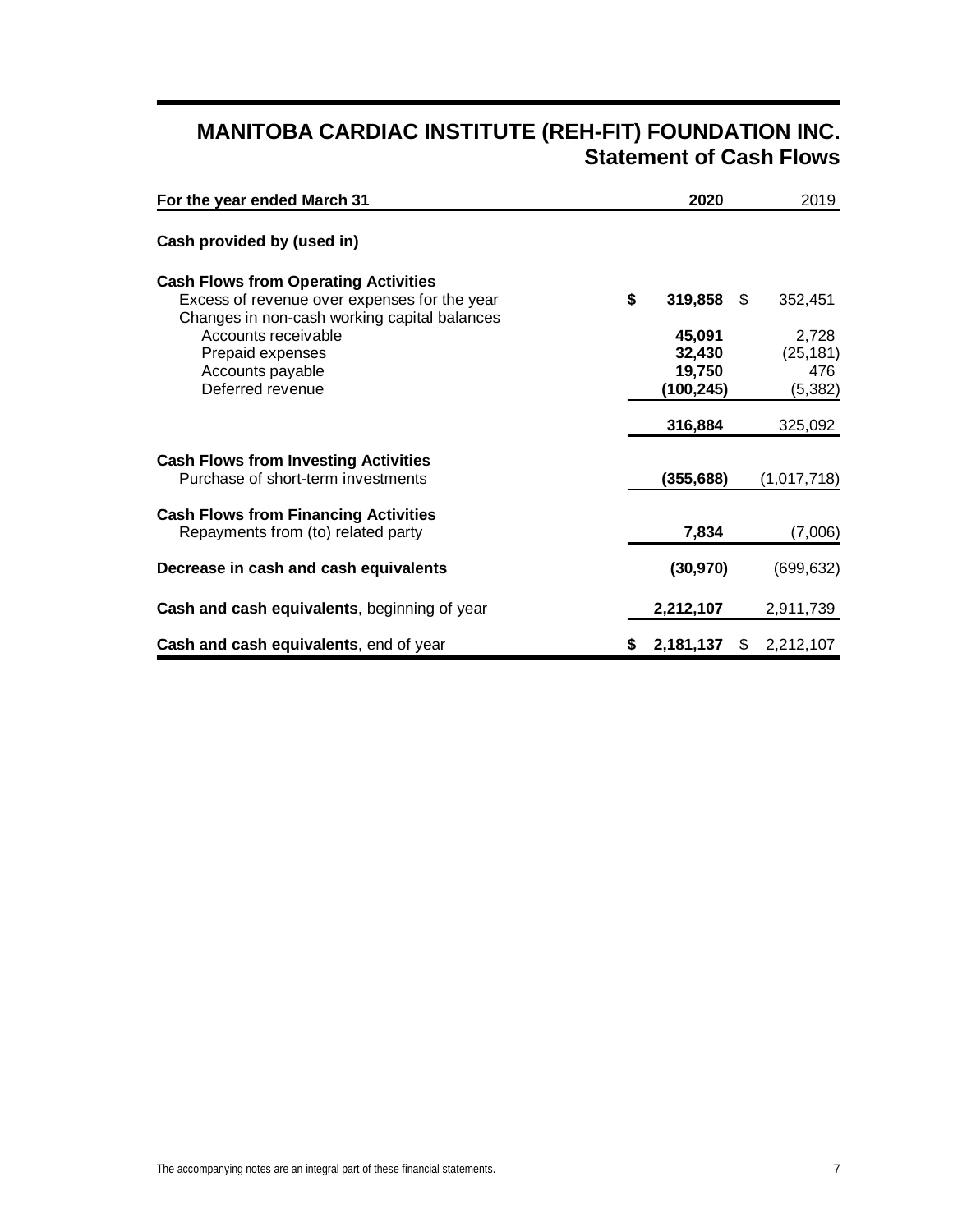# MANITOBA CARDIAC INSTITUTE (REH-FIT) FOUNDATION INC.
## Statement of Cash Flows

| For the year ended March 31 | 2020 | 2019 |
|---|---|---|
| **Cash provided by (used in)** | | |
| **Cash Flows from Operating Activities** | | |
| Excess of revenue over expenses for the year | **$ 319,858** | $ 352,451 |
| Changes in non-cash working capital balances | | |
| Accounts receivable | **45,091** | 2,728 |
| Prepaid expenses | **32,430** | (25,181) |
| Accounts payable | **19,750** | 476 |
| Deferred revenue | **(100,245)** | (5,382) |
| | **316,884** | 325,092 |
| **Cash Flows from Investing Activities** | | |
| Purchase of short-term investments | **(355,688)** | (1,017,718) |
| **Cash Flows from Financing Activities** | | |
| Repayments from (to) related party | **7,834** | (7,006) |
| **Decrease in cash and cash equivalents** | **(30,970)** | (699,632) |
| **Cash and cash equivalents**, beginning of year | **2,212,107** | 2,911,739 |
| **Cash and cash equivalents**, end of year | **$ 2,181,137** | $ 2,212,107 |

The accompanying notes are an integral part of these financial statements.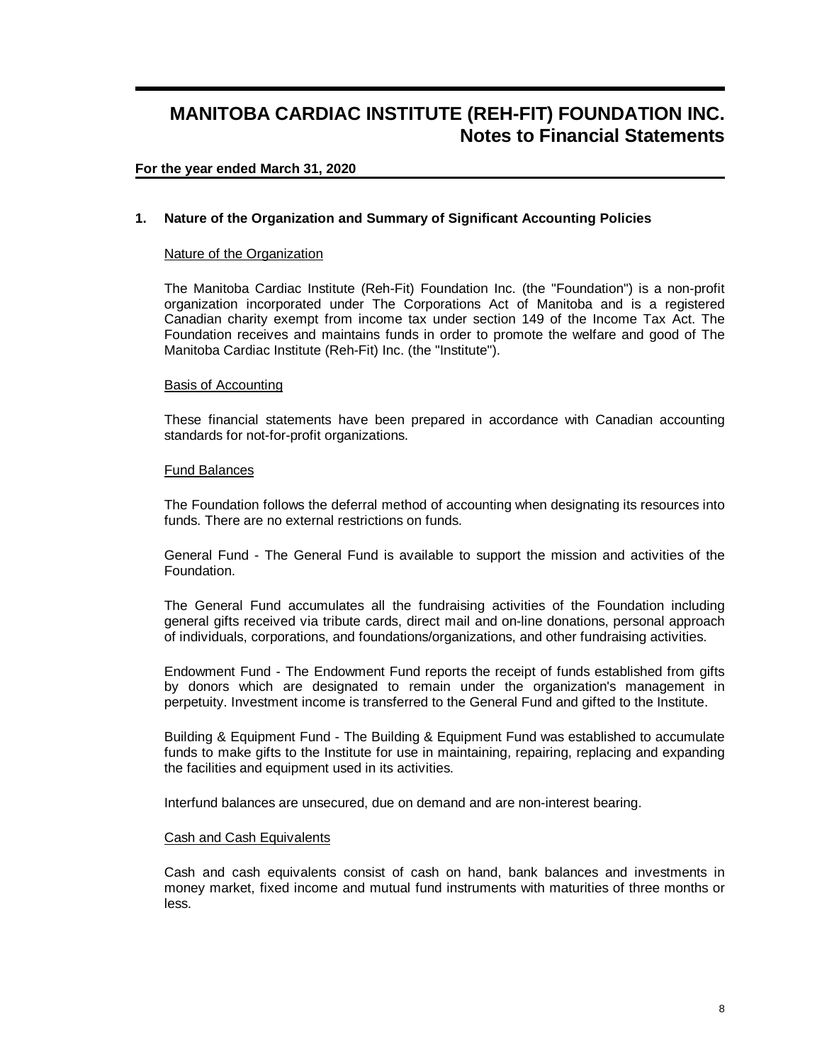# MANITOBA CARDIAC INSTITUTE (REH-FIT) FOUNDATION INC.
## Notes to Financial Statements

**For the year ended March 31, 2020**

### 1. Nature of the Organization and Summary of Significant Accounting Policies

Nature of the Organization

The Manitoba Cardiac Institute (Reh-Fit) Foundation Inc. (the "Foundation") is a non-profit organization incorporated under The Corporations Act of Manitoba and is a registered Canadian charity exempt from income tax under section 149 of the Income Tax Act. The Foundation receives and maintains funds in order to promote the welfare and good of The Manitoba Cardiac Institute (Reh-Fit) Inc. (the "Institute").

Basis of Accounting

These financial statements have been prepared in accordance with Canadian accounting standards for not-for-profit organizations.

Fund Balances

The Foundation follows the deferral method of accounting when designating its resources into funds. There are no external restrictions on funds.

General Fund - The General Fund is available to support the mission and activities of the Foundation.

The General Fund accumulates all the fundraising activities of the Foundation including general gifts received via tribute cards, direct mail and on-line donations, personal approach of individuals, corporations, and foundations/organizations, and other fundraising activities.

Endowment Fund - The Endowment Fund reports the receipt of funds established from gifts by donors which are designated to remain under the organization's management in perpetuity. Investment income is transferred to the General Fund and gifted to the Institute.

Building & Equipment Fund - The Building & Equipment Fund was established to accumulate funds to make gifts to the Institute for use in maintaining, repairing, replacing and expanding the facilities and equipment used in its activities.

Interfund balances are unsecured, due on demand and are non-interest bearing.

Cash and Cash Equivalents

Cash and cash equivalents consist of cash on hand, bank balances and investments in money market, fixed income and mutual fund instruments with maturities of three months or less.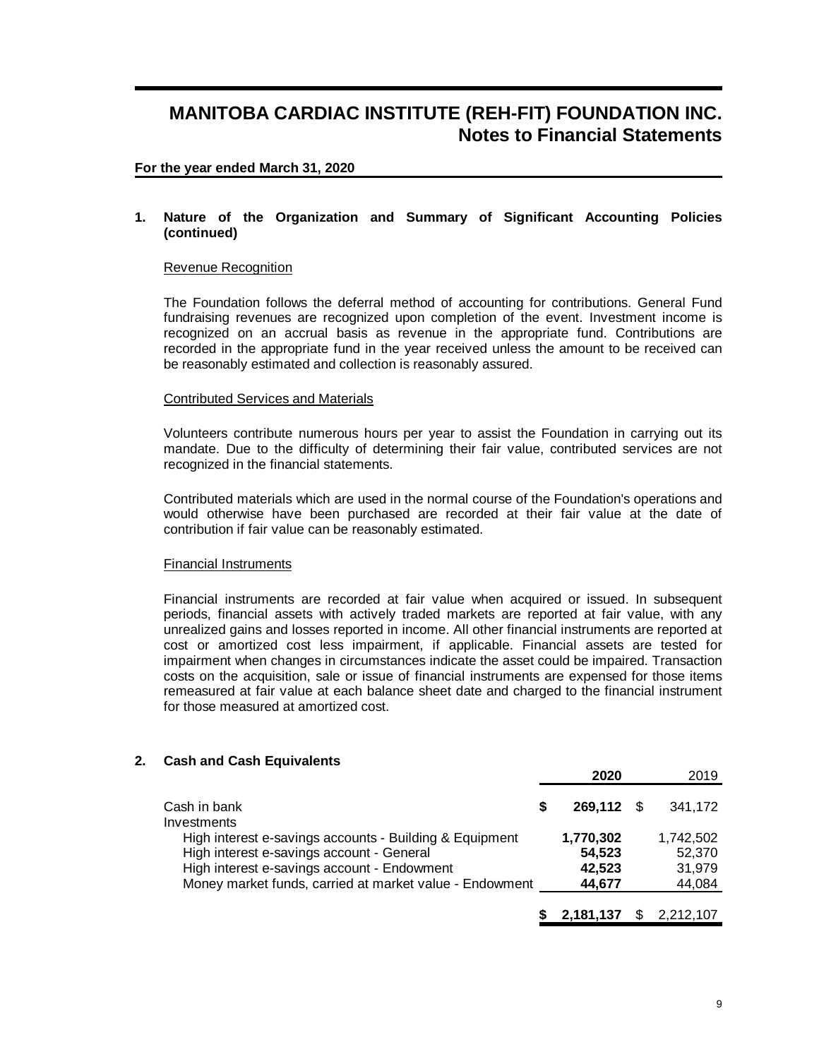# MANITOBA CARDIAC INSTITUTE (REH-FIT) FOUNDATION INC.
## Notes to Financial Statements

**For the year ended March 31, 2020**

### 1. Nature of the Organization and Summary of Significant Accounting Policies (continued)

Revenue Recognition

The Foundation follows the deferral method of accounting for contributions. General Fund fundraising revenues are recognized upon completion of the event. Investment income is recognized on an accrual basis as revenue in the appropriate fund. Contributions are recorded in the appropriate fund in the year received unless the amount to be received can be reasonably estimated and collection is reasonably assured.

Contributed Services and Materials

Volunteers contribute numerous hours per year to assist the Foundation in carrying out its mandate. Due to the difficulty of determining their fair value, contributed services are not recognized in the financial statements.

Contributed materials which are used in the normal course of the Foundation's operations and would otherwise have been purchased are recorded at their fair value at the date of contribution if fair value can be reasonably estimated.

Financial Instruments

Financial instruments are recorded at fair value when acquired or issued. In subsequent periods, financial assets with actively traded markets are reported at fair value, with any unrealized gains and losses reported in income. All other financial instruments are reported at cost or amortized cost less impairment, if applicable. Financial assets are tested for impairment when changes in circumstances indicate the asset could be impaired. Transaction costs on the acquisition, sale or issue of financial instruments are expensed for those items remeasured at fair value at each balance sheet date and charged to the financial instrument for those measured at amortized cost.

### 2. Cash and Cash Equivalents

| | **2020** | 2019 |
|---|---|---|
| Cash in bank | **$ 269,112** | $ 341,172 |
| Investments | | |
| High interest e-savings accounts - Building & Equipment | **1,770,302** | 1,742,502 |
| High interest e-savings account - General | **54,523** | 52,370 |
| High interest e-savings account - Endowment | **42,523** | 31,979 |
| Money market funds, carried at market value - Endowment | **44,677** | 44,084 |
| | **$ 2,181,137** | $ 2,212,107 |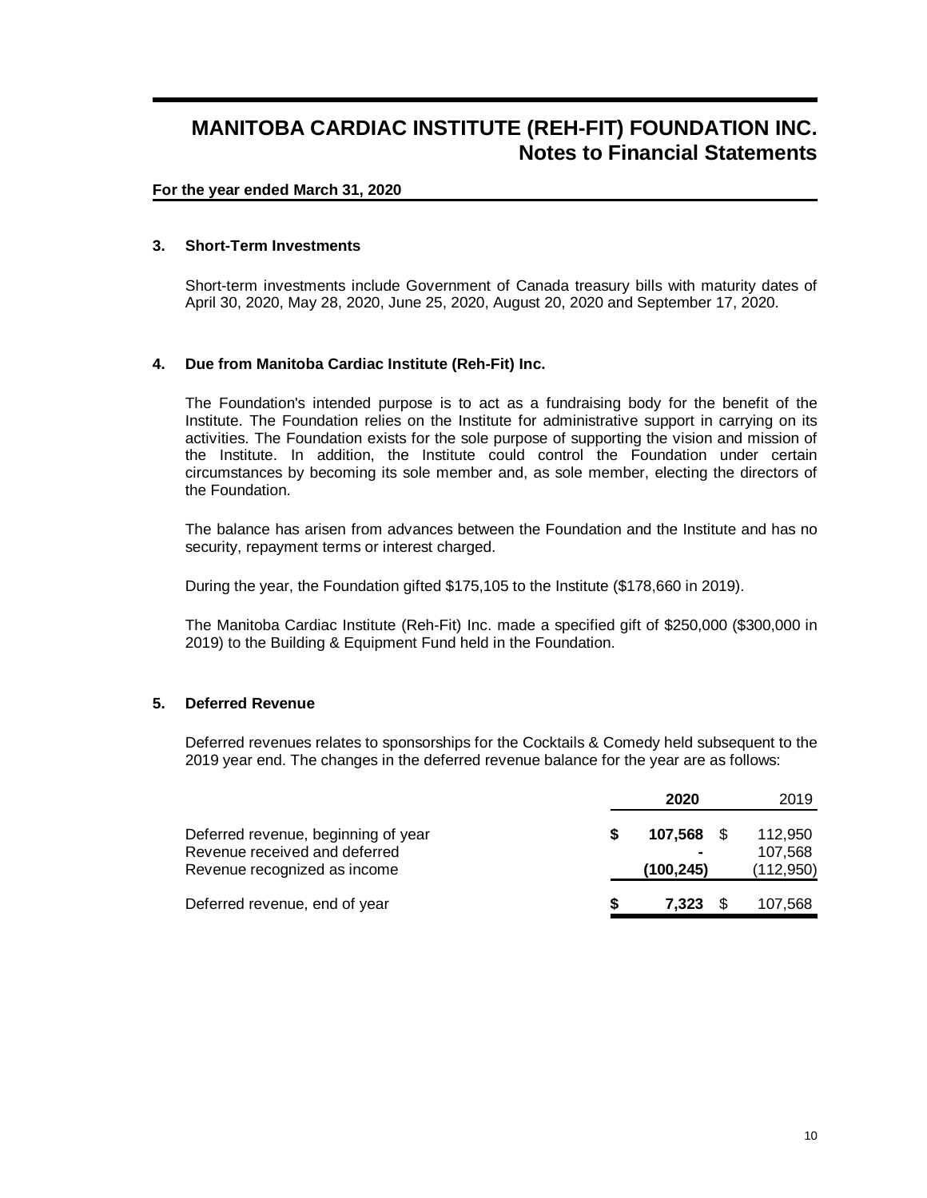# MANITOBA CARDIAC INSTITUTE (REH-FIT) FOUNDATION INC.
## Notes to Financial Statements

**For the year ended March 31, 2020**

### 3. Short-Term Investments

Short-term investments include Government of Canada treasury bills with maturity dates of April 30, 2020, May 28, 2020, June 25, 2020, August 20, 2020 and September 17, 2020.

### 4. Due from Manitoba Cardiac Institute (Reh-Fit) Inc.

The Foundation's intended purpose is to act as a fundraising body for the benefit of the Institute. The Foundation relies on the Institute for administrative support in carrying on its activities. The Foundation exists for the sole purpose of supporting the vision and mission of the Institute. In addition, the Institute could control the Foundation under certain circumstances by becoming its sole member and, as sole member, electing the directors of the Foundation.

The balance has arisen from advances between the Foundation and the Institute and has no security, repayment terms or interest charged.

During the year, the Foundation gifted $175,105 to the Institute ($178,660 in 2019).

The Manitoba Cardiac Institute (Reh-Fit) Inc. made a specified gift of $250,000 ($300,000 in 2019) to the Building & Equipment Fund held in the Foundation.

### 5. Deferred Revenue

Deferred revenues relates to sponsorships for the Cocktails & Comedy held subsequent to the 2019 year end. The changes in the deferred revenue balance for the year are as follows:

| | **2020** | 2019 |
|---|---|---|
| Deferred revenue, beginning of year | **$ 107,568** | $ 112,950 |
| Revenue received and deferred | **-** | 107,568 |
| Revenue recognized as income | **(100,245)** | (112,950) |
| Deferred revenue, end of year | **$ 7,323** | $ 107,568 |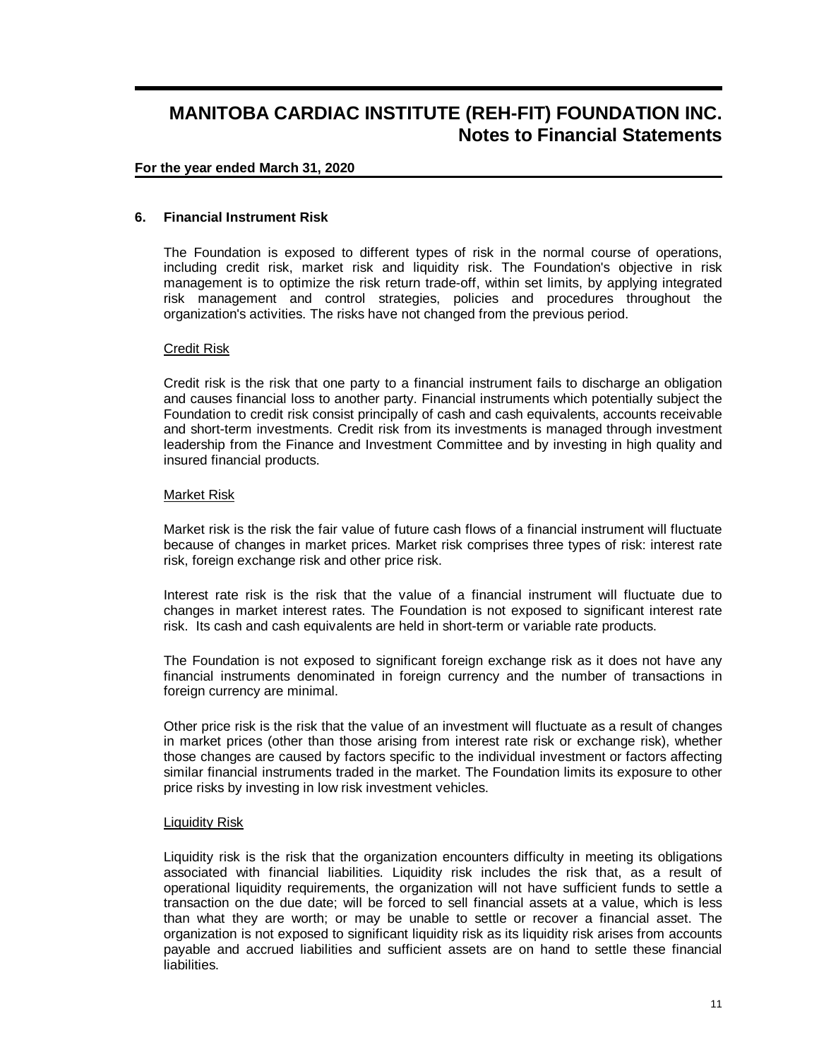# MANITOBA CARDIAC INSTITUTE (REH-FIT) FOUNDATION INC.
## Notes to Financial Statements

**For the year ended March 31, 2020**

### 6. Financial Instrument Risk

The Foundation is exposed to different types of risk in the normal course of operations, including credit risk, market risk and liquidity risk. The Foundation's objective in risk management is to optimize the risk return trade-off, within set limits, by applying integrated risk management and control strategies, policies and procedures throughout the organization's activities. The risks have not changed from the previous period.

<u>Credit Risk</u>

Credit risk is the risk that one party to a financial instrument fails to discharge an obligation and causes financial loss to another party. Financial instruments which potentially subject the Foundation to credit risk consist principally of cash and cash equivalents, accounts receivable and short-term investments. Credit risk from its investments is managed through investment leadership from the Finance and Investment Committee and by investing in high quality and insured financial products.

<u>Market Risk</u>

Market risk is the risk the fair value of future cash flows of a financial instrument will fluctuate because of changes in market prices. Market risk comprises three types of risk: interest rate risk, foreign exchange risk and other price risk.

Interest rate risk is the risk that the value of a financial instrument will fluctuate due to changes in market interest rates. The Foundation is not exposed to significant interest rate risk. Its cash and cash equivalents are held in short-term or variable rate products.

The Foundation is not exposed to significant foreign exchange risk as it does not have any financial instruments denominated in foreign currency and the number of transactions in foreign currency are minimal.

Other price risk is the risk that the value of an investment will fluctuate as a result of changes in market prices (other than those arising from interest rate risk or exchange risk), whether those changes are caused by factors specific to the individual investment or factors affecting similar financial instruments traded in the market. The Foundation limits its exposure to other price risks by investing in low risk investment vehicles.

<u>Liquidity Risk</u>

Liquidity risk is the risk that the organization encounters difficulty in meeting its obligations associated with financial liabilities. Liquidity risk includes the risk that, as a result of operational liquidity requirements, the organization will not have sufficient funds to settle a transaction on the due date; will be forced to sell financial assets at a value, which is less than what they are worth; or may be unable to settle or recover a financial asset. The organization is not exposed to significant liquidity risk as its liquidity risk arises from accounts payable and accrued liabilities and sufficient assets are on hand to settle these financial liabilities.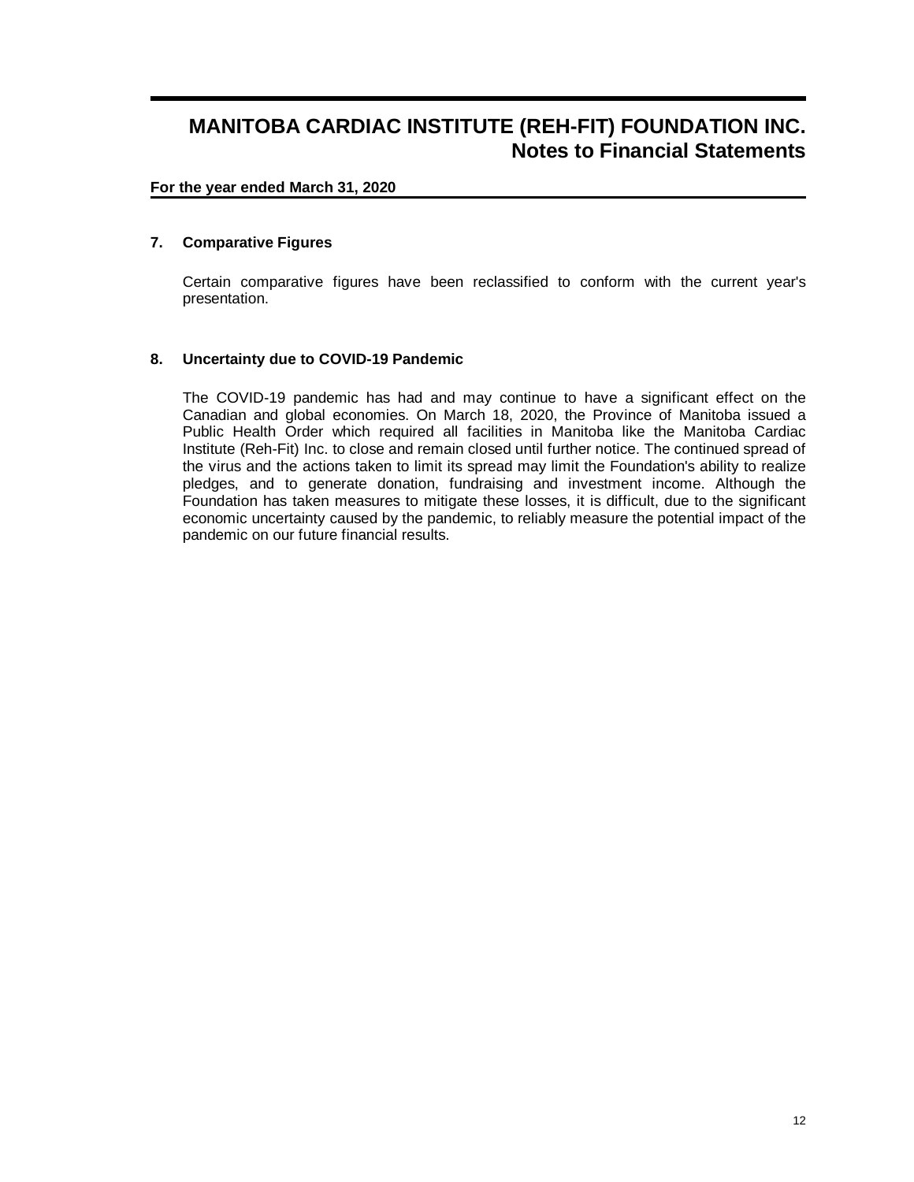# MANITOBA CARDIAC INSTITUTE (REH-FIT) FOUNDATION INC.
## Notes to Financial Statements

**For the year ended March 31, 2020**

### 7. Comparative Figures

Certain comparative figures have been reclassified to conform with the current year's presentation.

### 8. Uncertainty due to COVID-19 Pandemic

The COVID-19 pandemic has had and may continue to have a significant effect on the Canadian and global economies. On March 18, 2020, the Province of Manitoba issued a Public Health Order which required all facilities in Manitoba like the Manitoba Cardiac Institute (Reh-Fit) Inc. to close and remain closed until further notice. The continued spread of the virus and the actions taken to limit its spread may limit the Foundation's ability to realize pledges, and to generate donation, fundraising and investment income. Although the Foundation has taken measures to mitigate these losses, it is difficult, due to the significant economic uncertainty caused by the pandemic, to reliably measure the potential impact of the pandemic on our future financial results.